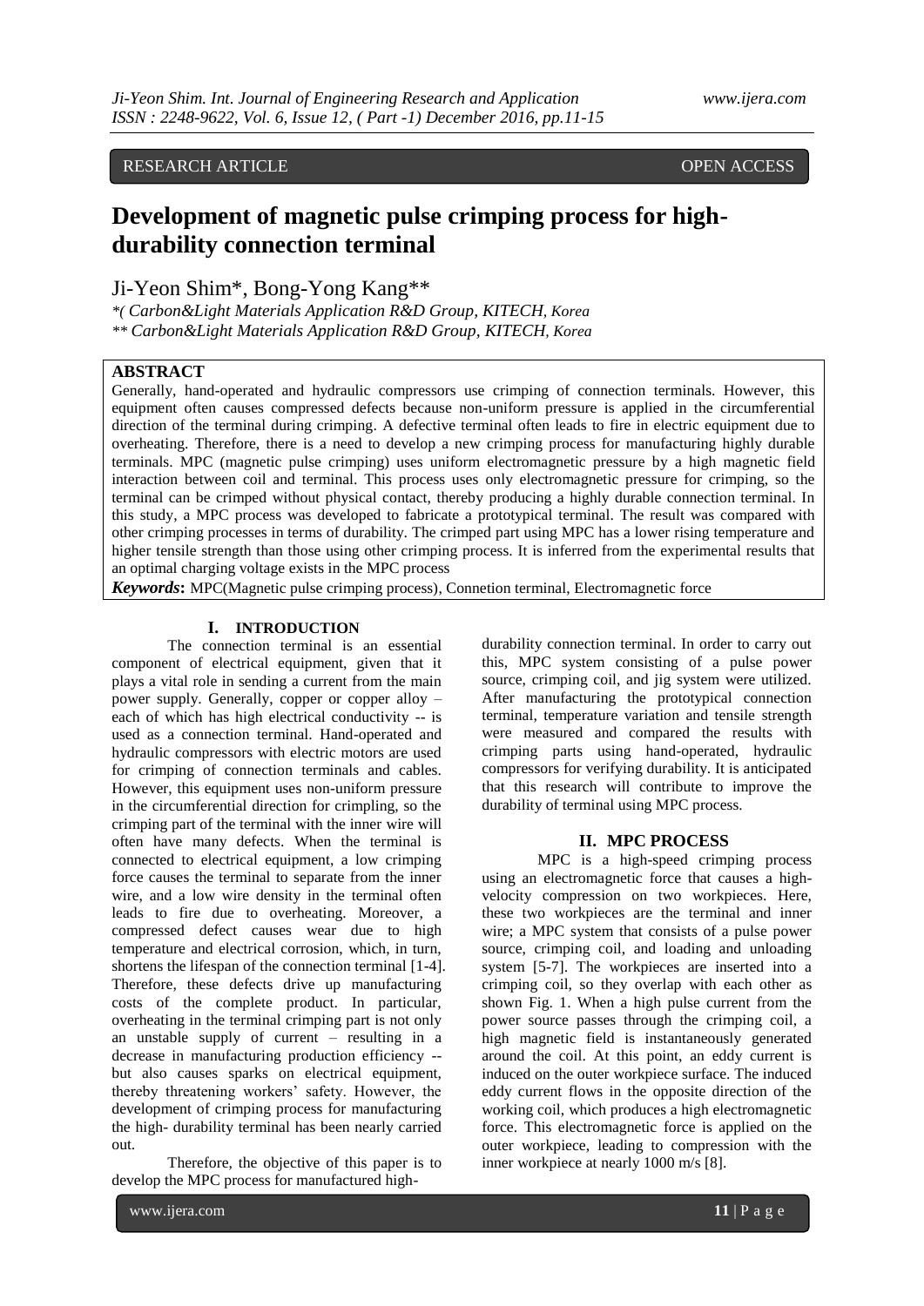RESEARCH ARTICLE OPEN ACCESS

# Development of magnetic pulse crimping process for high-durability connection terminal

Ji-Yeon Shim*, Bong-Yong Kang**

*( Carbon&Light Materials Application R&D Group, KITECH, Korea
** Carbon&Light Materials Application R&D Group, KITECH, Korea

## ABSTRACT

Generally, hand-operated and hydraulic compressors use crimping of connection terminals. However, this equipment often causes compressed defects because non-uniform pressure is applied in the circumferential direction of the terminal during crimping. A defective terminal often leads to fire in electric equipment due to overheating. Therefore, there is a need to develop a new crimping process for manufacturing highly durable terminals. MPC (magnetic pulse crimping) uses uniform electromagnetic pressure by a high magnetic field interaction between coil and terminal. This process uses only electromagnetic pressure for crimping, so the terminal can be crimped without physical contact, thereby producing a highly durable connection terminal. In this study, a MPC process was developed to fabricate a prototypical terminal. The result was compared with other crimping processes in terms of durability. The crimped part using MPC has a lower rising temperature and higher tensile strength than those using other crimping process. It is inferred from the experimental results that an optimal charging voltage exists in the MPC process

***Keywords*:** MPC(Magnetic pulse crimping process), Connetion terminal, Electromagnetic force

## I. INTRODUCTION

The connection terminal is an essential component of electrical equipment, given that it plays a vital role in sending a current from the main power supply. Generally, copper or copper alloy – each of which has high electrical conductivity -- is used as a connection terminal. Hand-operated and hydraulic compressors with electric motors are used for crimping of connection terminals and cables. However, this equipment uses non-uniform pressure in the circumferential direction for crimpling, so the crimping part of the terminal with the inner wire will often have many defects. When the terminal is connected to electrical equipment, a low crimping force causes the terminal to separate from the inner wire, and a low wire density in the terminal often leads to fire due to overheating. Moreover, a compressed defect causes wear due to high temperature and electrical corrosion, which, in turn, shortens the lifespan of the connection terminal [1-4]. Therefore, these defects drive up manufacturing costs of the complete product. In particular, overheating in the terminal crimping part is not only an unstable supply of current – resulting in a decrease in manufacturing production efficiency -- but also causes sparks on electrical equipment, thereby threatening workers' safety. However, the development of crimping process for manufacturing the high- durability terminal has been nearly carried out.

Therefore, the objective of this paper is to develop the MPC process for manufactured high-durability connection terminal. In order to carry out this, MPC system consisting of a pulse power source, crimping coil, and jig system were utilized. After manufacturing the prototypical connection terminal, temperature variation and tensile strength were measured and compared the results with crimping parts using hand-operated, hydraulic compressors for verifying durability. It is anticipated that this research will contribute to improve the durability of terminal using MPC process.

## II. MPC PROCESS

MPC is a high-speed crimping process using an electromagnetic force that causes a high-velocity compression on two workpieces. Here, these two workpieces are the terminal and inner wire; a MPC system that consists of a pulse power source, crimping coil, and loading and unloading system [5-7]. The workpieces are inserted into a crimping coil, so they overlap with each other as shown Fig. 1. When a high pulse current from the power source passes through the crimping coil, a high magnetic field is instantaneously generated around the coil. At this point, an eddy current is induced on the outer workpiece surface. The induced eddy current flows in the opposite direction of the working coil, which produces a high electromagnetic force. This electromagnetic force is applied on the outer workpiece, leading to compression with the inner workpiece at nearly 1000 m/s [8].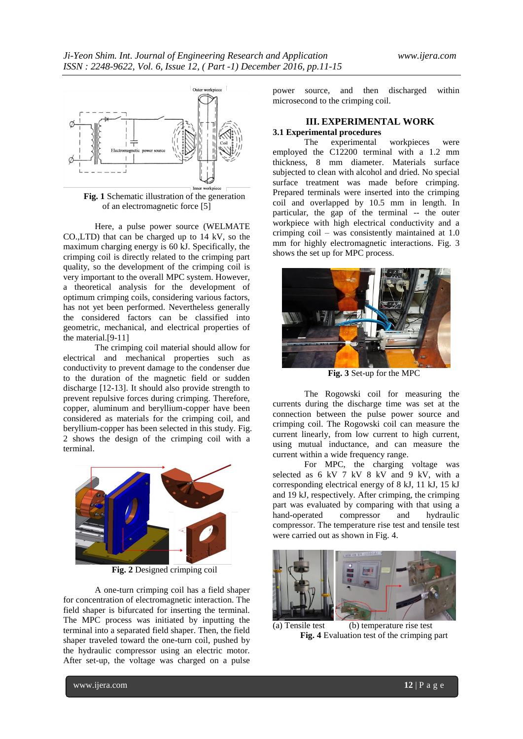Fig. 1 Schematic illustration of the generation of an electromagnetic force [5]

Here, a pulse power source (WELMATE CO.,LTD) that can be charged up to 14 kV, so the maximum charging energy is 60 kJ. Specifically, the crimping coil is directly related to the crimping part quality, so the development of the crimping coil is very important to the overall MPC system. However, a theoretical analysis for the development of optimum crimping coils, considering various factors, has not yet been performed. Nevertheless generally the considered factors can be classified into geometric, mechanical, and electrical properties of the material.[9-11]

The crimping coil material should allow for electrical and mechanical properties such as conductivity to prevent damage to the condenser due to the duration of the magnetic field or sudden discharge [12-13]. It should also provide strength to prevent repulsive forces during crimping. Therefore, copper, aluminum and beryllium-copper have been considered as materials for the crimping coil, and beryllium-copper has been selected in this study. Fig. 2 shows the design of the crimping coil with a terminal.

Fig. 2 Designed crimping coil

A one-turn crimping coil has a field shaper for concentration of electromagnetic interaction. The field shaper is bifurcated for inserting the terminal. The MPC process was initiated by inputting the terminal into a separated field shaper. Then, the field shaper traveled toward the one-turn coil, pushed by the hydraulic compressor using an electric motor. After set-up, the voltage was charged on a pulse power source, and then discharged within microsecond to the crimping coil.

## III. EXPERIMENTAL WORK

### 3.1 Experimental procedures

The experimental workpieces were employed the C12200 terminal with a 1.2 mm thickness, 8 mm diameter. Materials surface subjected to clean with alcohol and dried. No special surface treatment was made before crimping. Prepared terminals were inserted into the crimping coil and overlapped by 10.5 mm in length. In particular, the gap of the terminal -- the outer workpiece with high electrical conductivity and a crimping coil – was consistently maintained at 1.0 mm for highly electromagnetic interactions. Fig. 3 shows the set up for MPC process.

Fig. 3 Set-up for the MPC

The Rogowski coil for measuring the currents during the discharge time was set at the connection between the pulse power source and crimping coil. The Rogowski coil can measure the current linearly, from low current to high current, using mutual inductance, and can measure the current within a wide frequency range.

For MPC, the charging voltage was selected as 6 kV 7 kV 8 kV and 9 kV, with a corresponding electrical energy of 8 kJ, 11 kJ, 15 kJ and 19 kJ, respectively. After crimping, the crimping part was evaluated by comparing with that using a hand-operated compressor and hydraulic compressor. The temperature rise test and tensile test were carried out as shown in Fig. 4.

(a) Tensile test (b) temperature rise test

Fig. 4 Evaluation test of the crimping part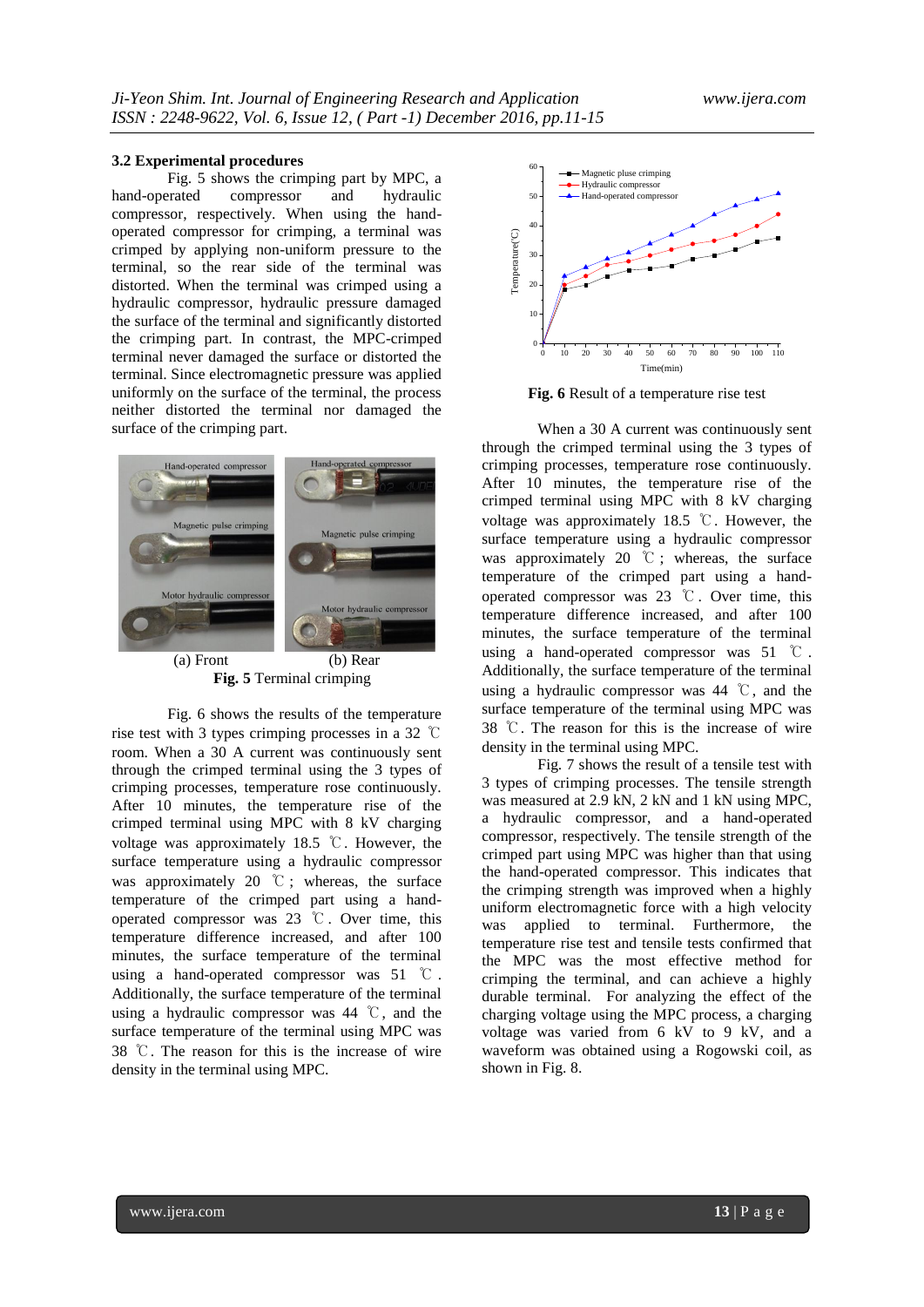### 3.2 Experimental procedures

Fig. 5 shows the crimping part by MPC, a hand-operated compressor and hydraulic compressor, respectively. When using the hand-operated compressor for crimping, a terminal was crimped by applying non-uniform pressure to the terminal, so the rear side of the terminal was distorted. When the terminal was crimped using a hydraulic compressor, hydraulic pressure damaged the surface of the terminal and significantly distorted the crimping part. In contrast, the MPC-crimped terminal never damaged the surface or distorted the terminal. Since electromagnetic pressure was applied uniformly on the surface of the terminal, the process neither distorted the terminal nor damaged the surface of the crimping part.

(a) Front (b) Rear

**Fig. 5** Terminal crimping

Fig. 6 shows the results of the temperature rise test with 3 types crimping processes in a 32 ℃ room. When a 30 A current was continuously sent through the crimped terminal using the 3 types of crimping processes, temperature rose continuously. After 10 minutes, the temperature rise of the crimped terminal using MPC with 8 kV charging voltage was approximately 18.5 ℃. However, the surface temperature using a hydraulic compressor was approximately 20 ℃; whereas, the surface temperature of the crimped part using a hand-operated compressor was 23 ℃. Over time, this temperature difference increased, and after 100 minutes, the surface temperature of the terminal using a hand-operated compressor was 51 ℃. Additionally, the surface temperature of the terminal using a hydraulic compressor was 44 ℃, and the surface temperature of the terminal using MPC was 38 ℃. The reason for this is the increase of wire density in the terminal using MPC.

**Fig. 6** Result of a temperature rise test

When a 30 A current was continuously sent through the crimped terminal using the 3 types of crimping processes, temperature rose continuously. After 10 minutes, the temperature rise of the crimped terminal using MPC with 8 kV charging voltage was approximately 18.5 ℃. However, the surface temperature using a hydraulic compressor was approximately 20 ℃; whereas, the surface temperature of the crimped part using a hand-operated compressor was 23 ℃. Over time, this temperature difference increased, and after 100 minutes, the surface temperature of the terminal using a hand-operated compressor was 51 ℃. Additionally, the surface temperature of the terminal using a hydraulic compressor was 44 ℃, and the surface temperature of the terminal using MPC was 38 ℃. The reason for this is the increase of wire density in the terminal using MPC.

Fig. 7 shows the result of a tensile test with 3 types of crimping processes. The tensile strength was measured at 2.9 kN, 2 kN and 1 kN using MPC, a hydraulic compressor, and a hand-operated compressor, respectively. The tensile strength of the crimped part using MPC was higher than that using the hand-operated compressor. This indicates that the crimping strength was improved when a highly uniform electromagnetic force with a high velocity was applied to terminal. Furthermore, the temperature rise test and tensile tests confirmed that the MPC was the most effective method for crimping the terminal, and can achieve a highly durable terminal. For analyzing the effect of the charging voltage using the MPC process, a charging voltage was varied from 6 kV to 9 kV, and a waveform was obtained using a Rogowski coil, as shown in Fig. 8.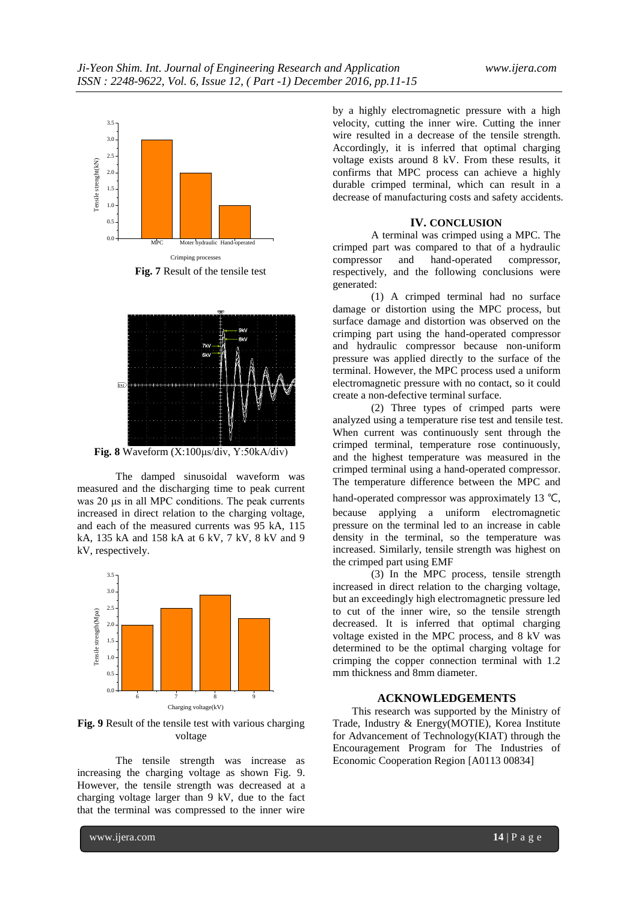**Fig. 7** Result of the tensile test

**Fig. 8** Waveform (X:100μs/div, Y:50kA/div)

The damped sinusoidal waveform was measured and the discharging time to peak current was 20 μs in all MPC conditions. The peak currents increased in direct relation to the charging voltage, and each of the measured currents was 95 kA, 115 kA, 135 kA and 158 kA at 6 kV, 7 kV, 8 kV and 9 kV, respectively.

**Fig. 9** Result of the tensile test with various charging voltage

The tensile strength was increase as increasing the charging voltage as shown Fig. 9. However, the tensile strength was decreased at a charging voltage larger than 9 kV, due to the fact that the terminal was compressed to the inner wire by a highly electromagnetic pressure with a high velocity, cutting the inner wire. Cutting the inner wire resulted in a decrease of the tensile strength. Accordingly, it is inferred that optimal charging voltage exists around 8 kV. From these results, it confirms that MPC process can achieve a highly durable crimped terminal, which can result in a decrease of manufacturing costs and safety accidents.

## IV. CONCLUSION

A terminal was crimped using a MPC. The crimped part was compared to that of a hydraulic compressor and hand-operated compressor, respectively, and the following conclusions were generated:

(1) A crimped terminal had no surface damage or distortion using the MPC process, but surface damage and distortion was observed on the crimping part using the hand-operated compressor and hydraulic compressor because non-uniform pressure was applied directly to the surface of the terminal. However, the MPC process used a uniform electromagnetic pressure with no contact, so it could create a non-defective terminal surface.

(2) Three types of crimped parts were analyzed using a temperature rise test and tensile test. When current was continuously sent through the crimped terminal, temperature rose continuously, and the highest temperature was measured in the crimped terminal using a hand-operated compressor. The temperature difference between the MPC and hand-operated compressor was approximately 13 ℃, because applying a uniform electromagnetic pressure on the terminal led to an increase in cable density in the terminal, so the temperature was increased. Similarly, tensile strength was highest on the crimped part using EMF

(3) In the MPC process, tensile strength increased in direct relation to the charging voltage, but an exceedingly high electromagnetic pressure led to cut of the inner wire, so the tensile strength decreased. It is inferred that optimal charging voltage existed in the MPC process, and 8 kV was determined to be the optimal charging voltage for crimping the copper connection terminal with 1.2 mm thickness and 8mm diameter.

## ACKNOWLEDGEMENTS

This research was supported by the Ministry of Trade, Industry & Energy(MOTIE), Korea Institute for Advancement of Technology(KIAT) through the Encouragement Program for The Industries of Economic Cooperation Region [A0113 00834]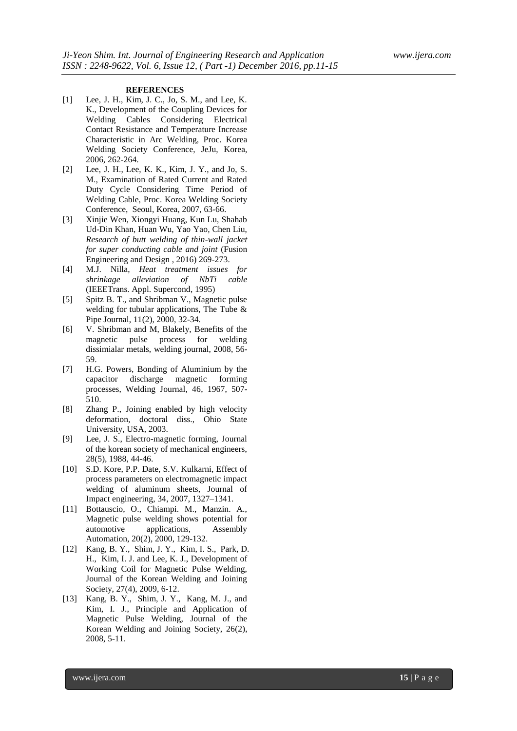**REFERENCES**

[1] Lee, J. H., Kim, J. C., Jo, S. M., and Lee, K. K., Development of the Coupling Devices for Welding Cables Considering Electrical Contact Resistance and Temperature Increase Characteristic in Arc Welding, Proc. Korea Welding Society Conference, JeJu, Korea, 2006, 262-264.

[2] Lee, J. H., Lee, K. K., Kim, J. Y., and Jo, S. M., Examination of Rated Current and Rated Duty Cycle Considering Time Period of Welding Cable, Proc. Korea Welding Society Conference, Seoul, Korea, 2007, 63-66.

[3] Xinjie Wen, Xiongyi Huang, Kun Lu, Shahab Ud-Din Khan, Huan Wu, Yao Yao, Chen Liu, *Research of butt welding of thin-wall jacket for super conducting cable and joint* (Fusion Engineering and Design , 2016) 269-273.

[4] M.J. Nilla, *Heat treatment issues for shrinkage alleviation of NbTi cable* (IEEETrans. Appl. Supercond, 1995)

[5] Spitz B. T., and Shribman V., Magnetic pulse welding for tubular applications, The Tube & Pipe Journal, 11(2), 2000, 32-34.

[6] V. Shribman and M, Blakely, Benefits of the magnetic pulse process for welding dissimialar metals, welding journal, 2008, 56-59.

[7] H.G. Powers, Bonding of Aluminium by the capacitor discharge magnetic forming processes, Welding Journal, 46, 1967, 507-510.

[8] Zhang P., Joining enabled by high velocity deformation, doctoral diss., Ohio State University, USA, 2003.

[9] Lee, J. S., Electro-magnetic forming, Journal of the korean society of mechanical engineers, 28(5), 1988, 44-46.

[10] S.D. Kore, P.P. Date, S.V. Kulkarni, Effect of process parameters on electromagnetic impact welding of aluminum sheets, Journal of Impact engineering, 34, 2007, 1327–1341.

[11] Bottauscio, O., Chiampi. M., Manzin. A., Magnetic pulse welding shows potential for automotive applications, Assembly Automation, 20(2), 2000, 129-132.

[12] Kang, B. Y., Shim, J. Y., Kim, I. S., Park, D. H., Kim, I. J. and Lee, K. J., Development of Working Coil for Magnetic Pulse Welding, Journal of the Korean Welding and Joining Society, 27(4), 2009, 6-12.

[13] Kang, B. Y., Shim, J. Y., Kang, M. J., and Kim, I. J., Principle and Application of Magnetic Pulse Welding, Journal of the Korean Welding and Joining Society, 26(2), 2008, 5-11.